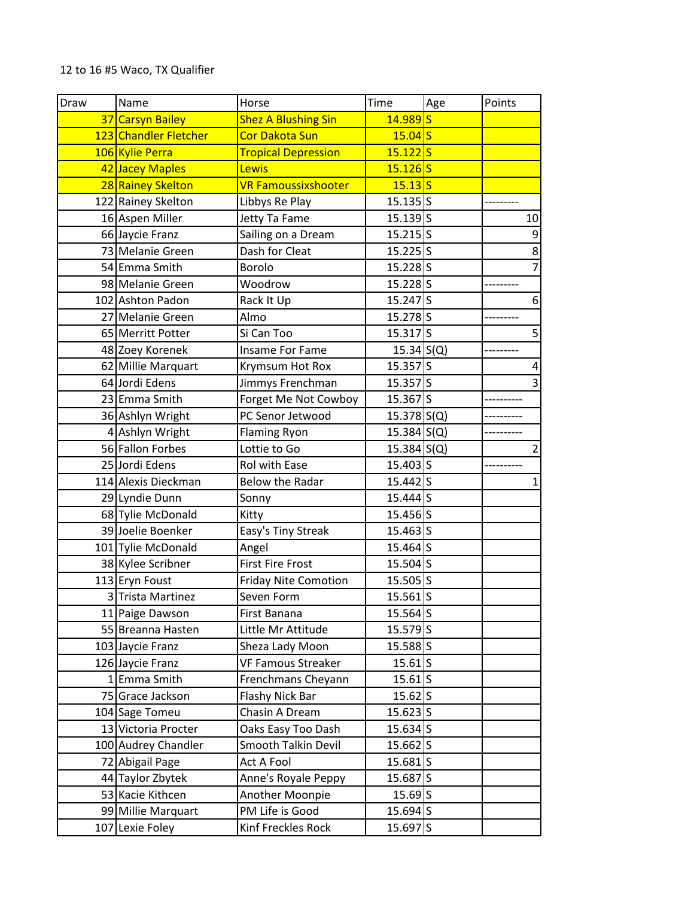12 to 16 #5 Waco, TX Qualifier

| Draw | Name | Horse | Time | Age | Points |
|---|---|---|---|---|---|
| 37 | Carsyn Bailey | Shez A Blushing Sin | 14.989 | S | |
| 123 | Chandler Fletcher | Cor Dakota Sun | 15.04 | S | |
| 106 | Kylie Perra | Tropical Depression | 15.122 | S | |
| 42 | Jacey Maples | Lewis | 15.126 | S | |
| 28 | Rainey Skelton | VR Famoussixshooter | 15.13 | S | |
| 122 | Rainey Skelton | Libbys Re Play | 15.135 | S | --------- |
| 16 | Aspen Miller | Jetty Ta Fame | 15.139 | S | 10 |
| 66 | Jaycie Franz | Sailing on a Dream | 15.215 | S | 9 |
| 73 | Melanie Green | Dash for Cleat | 15.225 | S | 8 |
| 54 | Emma Smith | Borolo | 15.228 | S | 7 |
| 98 | Melanie Green | Woodrow | 15.228 | S | --------- |
| 102 | Ashton Padon | Rack It Up | 15.247 | S | 6 |
| 27 | Melanie Green | Almo | 15.278 | S | --------- |
| 65 | Merritt Potter | Si Can Too | 15.317 | S | 5 |
| 48 | Zoey Korenek | Insame For Fame | 15.34 | S(Q) | --------- |
| 62 | Millie Marquart | Krymsum Hot Rox | 15.357 | S | 4 |
| 64 | Jordi Edens | Jimmys Frenchman | 15.357 | S | 3 |
| 23 | Emma Smith | Forget Me Not Cowboy | 15.367 | S | ---------- |
| 36 | Ashlyn Wright | PC Senor Jetwood | 15.378 | S(Q) | ---------- |
| 4 | Ashlyn Wright | Flaming Ryon | 15.384 | S(Q) | ---------- |
| 56 | Fallon Forbes | Lottie to Go | 15.384 | S(Q) | 2 |
| 25 | Jordi Edens | Rol with Ease | 15.403 | S | ---------- |
| 114 | Alexis Dieckman | Below the Radar | 15.442 | S | 1 |
| 29 | Lyndie Dunn | Sonny | 15.444 | S | |
| 68 | Tylie McDonald | Kitty | 15.456 | S | |
| 39 | Joelie Boenker | Easy's Tiny Streak | 15.463 | S | |
| 101 | Tylie McDonald | Angel | 15.464 | S | |
| 38 | Kylee Scribner | First Fire Frost | 15.504 | S | |
| 113 | Eryn Foust | Friday Nite Comotion | 15.505 | S | |
| 3 | Trista Martinez | Seven Form | 15.561 | S | |
| 11 | Paige Dawson | First Banana | 15.564 | S | |
| 55 | Breanna Hasten | Little Mr Attitude | 15.579 | S | |
| 103 | Jaycie Franz | Sheza Lady Moon | 15.588 | S | |
| 126 | Jaycie Franz | VF Famous Streaker | 15.61 | S | |
| 1 | Emma Smith | Frenchmans Cheyann | 15.61 | S | |
| 75 | Grace Jackson | Flashy Nick Bar | 15.62 | S | |
| 104 | Sage Tomeu | Chasin A Dream | 15.623 | S | |
| 13 | Victoria Procter | Oaks Easy Too Dash | 15.634 | S | |
| 100 | Audrey Chandler | Smooth Talkin Devil | 15.662 | S | |
| 72 | Abigail Page | Act A Fool | 15.681 | S | |
| 44 | Taylor Zbytek | Anne's Royale Peppy | 15.687 | S | |
| 53 | Kacie Kithcen | Another Moonpie | 15.69 | S | |
| 99 | Millie Marquart | PM Life is Good | 15.694 | S | |
| 107 | Lexie Foley | Kinf Freckles Rock | 15.697 | S | |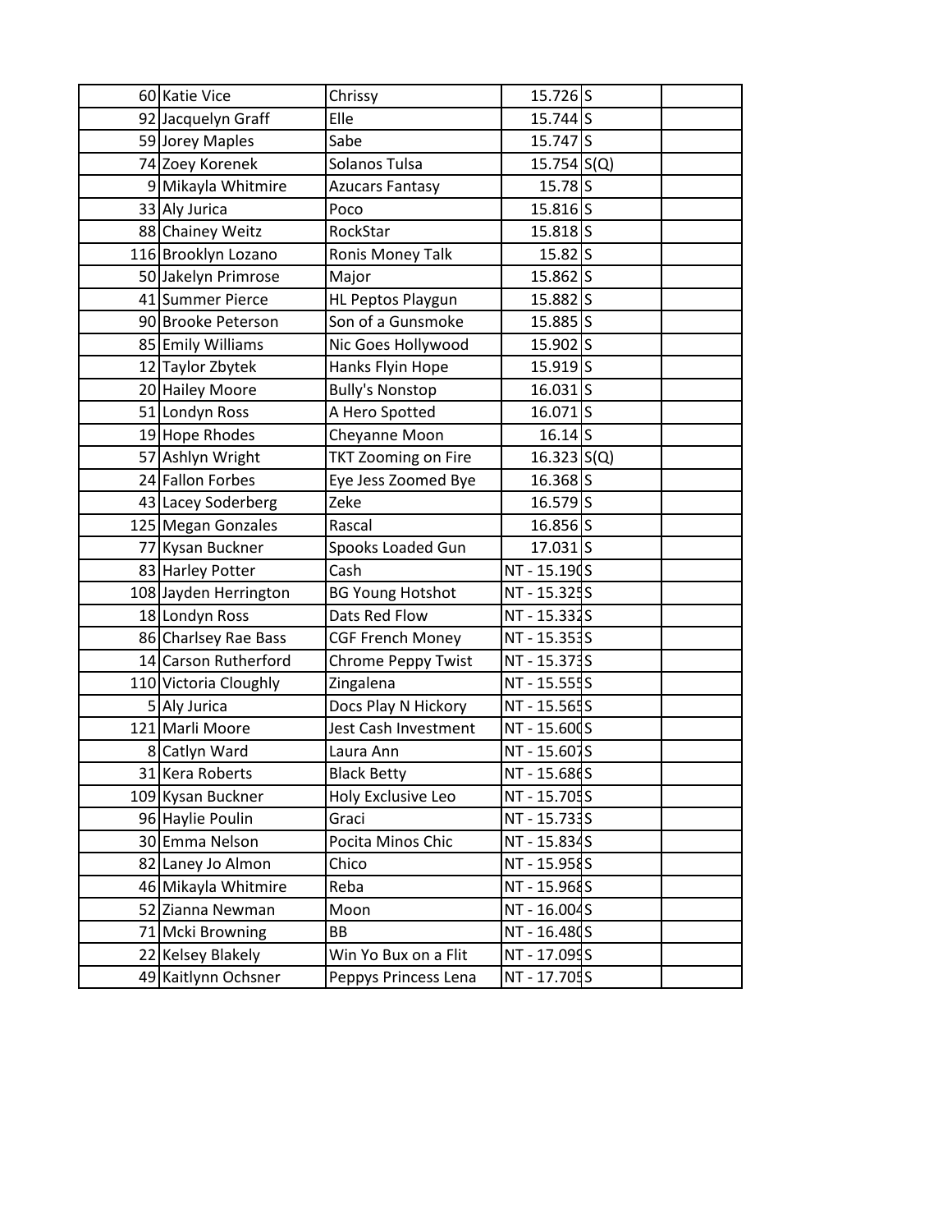| | | | | | |
|---|---|---|---|---|---|
| 60 | Katie Vice | Chrissy | 15.726 | S | |
| 92 | Jacquelyn Graff | Elle | 15.744 | S | |
| 59 | Jorey Maples | Sabe | 15.747 | S | |
| 74 | Zoey Korenek | Solanos Tulsa | 15.754 | S(Q) | |
| 9 | Mikayla Whitmire | Azucars Fantasy | 15.78 | S | |
| 33 | Aly Jurica | Poco | 15.816 | S | |
| 88 | Chainey Weitz | RockStar | 15.818 | S | |
| 116 | Brooklyn Lozano | Ronis Money Talk | 15.82 | S | |
| 50 | Jakelyn Primrose | Major | 15.862 | S | |
| 41 | Summer Pierce | HL Peptos Playgun | 15.882 | S | |
| 90 | Brooke Peterson | Son of a Gunsmoke | 15.885 | S | |
| 85 | Emily Williams | Nic Goes Hollywood | 15.902 | S | |
| 12 | Taylor Zbytek | Hanks Flyin Hope | 15.919 | S | |
| 20 | Hailey Moore | Bully's Nonstop | 16.031 | S | |
| 51 | Londyn Ross | A Hero Spotted | 16.071 | S | |
| 19 | Hope Rhodes | Cheyanne Moon | 16.14 | S | |
| 57 | Ashlyn Wright | TKT Zooming on Fire | 16.323 | S(Q) | |
| 24 | Fallon Forbes | Eye Jess Zoomed Bye | 16.368 | S | |
| 43 | Lacey Soderberg | Zeke | 16.579 | S | |
| 125 | Megan Gonzales | Rascal | 16.856 | S | |
| 77 | Kysan Buckner | Spooks Loaded Gun | 17.031 | S | |
| 83 | Harley Potter | Cash | NT - 15.190 | S | |
| 108 | Jayden Herrington | BG Young Hotshot | NT - 15.325 | S | |
| 18 | Londyn Ross | Dats Red Flow | NT - 15.332 | S | |
| 86 | Charlsey Rae Bass | CGF French Money | NT - 15.353 | S | |
| 14 | Carson Rutherford | Chrome Peppy Twist | NT - 15.373 | S | |
| 110 | Victoria Cloughly | Zingalena | NT - 15.555 | S | |
| 5 | Aly Jurica | Docs Play N Hickory | NT - 15.565 | S | |
| 121 | Marli Moore | Jest Cash Investment | NT - 15.600 | S | |
| 8 | Catlyn Ward | Laura Ann | NT - 15.607 | S | |
| 31 | Kera Roberts | Black Betty | NT - 15.686 | S | |
| 109 | Kysan Buckner | Holy Exclusive Leo | NT - 15.705 | S | |
| 96 | Haylie Poulin | Graci | NT - 15.733 | S | |
| 30 | Emma Nelson | Pocita Minos Chic | NT - 15.834 | S | |
| 82 | Laney Jo Almon | Chico | NT - 15.958 | S | |
| 46 | Mikayla Whitmire | Reba | NT - 15.968 | S | |
| 52 | Zianna Newman | Moon | NT - 16.004 | S | |
| 71 | Mcki Browning | BB | NT - 16.480 | S | |
| 22 | Kelsey Blakely | Win Yo Bux on a Flit | NT - 17.099 | S | |
| 49 | Kaitlynn Ochsner | Peppys Princess Lena | NT - 17.705 | S | |